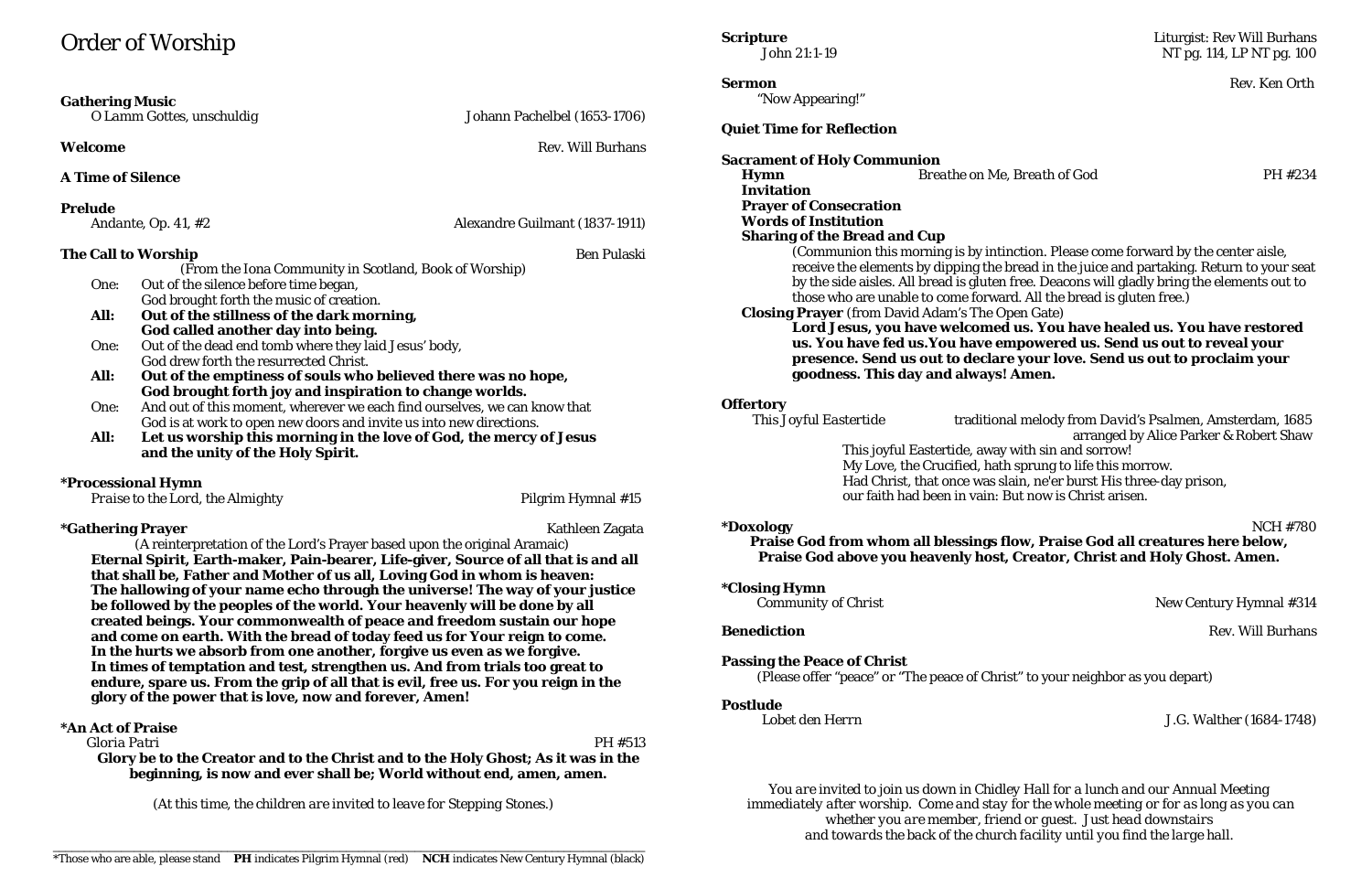# Order of Worship

**Gathering Music**
*O Lamm Gottes, unschuldig* — Johann Pachelbel (1653-1706)

**Welcome** — Rev. Will Burhans

**A Time of Silence**

**Prelude**
*Andante, Op. 41, #2* — Alexandre Guilmant (1837-1911)

**The Call to Worship** — Ben Pulaski
(From the Iona Community in Scotland, Book of Worship)

One: Out of the silence before time began,
God brought forth the music of creation.
**All: Out of the stillness of the dark morning,**
**God called another day into being.**
One: Out of the dead end tomb where they laid Jesus' body,
God drew forth the resurrected Christ.
**All: Out of the emptiness of souls who believed there was no hope,**
**God brought forth joy and inspiration to change worlds.**
One: And out of this moment, wherever we each find ourselves, we can know that
God is at work to open new doors and invite us into new directions.
**All: Let us worship this morning in the love of God, the mercy of Jesus**
**and the unity of the Holy Spirit.**

**\*Processional Hymn**
*Praise to the Lord, the Almighty* — Pilgrim Hymnal #15

**\*Gathering Prayer** — Kathleen Zagata
(A reinterpretation of the Lord's Prayer based upon the original Aramaic)

**Eternal Spirit, Earth-maker, Pain-bearer, Life-giver, Source of all that is and all that shall be, Father and Mother of us all, Loving God in whom is heaven: The hallowing of your name echo through the universe! The way of your justice be followed by the peoples of the world. Your heavenly will be done by all created beings. Your commonwealth of peace and freedom sustain our hope and come on earth. With the bread of today feed us for Your reign to come. In the hurts we absorb from one another, forgive us even as we forgive. In times of temptation and test, strengthen us. And from trials too great to endure, spare us. From the grip of all that is evil, free us. For you reign in the glory of the power that is love, now and forever, Amen!**

**\*An Act of Praise**
*Gloria Patri* — PH #513

**Glory be to the Creator and to the Christ and to the Holy Ghost; As it was in the beginning, is now and ever shall be; World without end, amen, amen.**

*(At this time, the children are invited to leave for Stepping Stones.)*

\*Those who are able, please stand **PH** indicates Pilgrim Hymnal (red) **NCH** indicates New Century Hymnal (black)

**Scripture** — Liturgist: Rev Will Burhans
John 21:1-19 — NT pg. 114, LP NT pg. 100

**Sermon** — Rev. Ken Orth
"Now Appearing!"

**Quiet Time for Reflection**

**Sacrament of Holy Communion**
**Hymn** *Breathe on Me, Breath of God* — PH #234
**Invitation**
**Prayer of Consecration**
**Words of Institution**
**Sharing of the Bread and Cup**
(Communion this morning is by intinction. Please come forward by the center aisle, receive the elements by dipping the bread in the juice and partaking. Return to your seat by the side aisles. All bread is gluten free. Deacons will gladly bring the elements out to those who are unable to come forward. All the bread is gluten free.)
**Closing Prayer** (from David Adam's The Open Gate)
**Lord Jesus, you have welcomed us. You have healed us. You have restored us. You have fed us.You have empowered us. Send us out to reveal your presence. Send us out to declare your love. Send us out to proclaim your goodness. This day and always! Amen.**

**Offertory**
*This Joyful Eastertide* — traditional melody from David's Psalmen, Amsterdam, 1685, arranged by Alice Parker & Robert Shaw

This joyful Eastertide, away with sin and sorrow!
My Love, the Crucified, hath sprung to life this morrow.
Had Christ, that once was slain, ne'er burst His three-day prison,
our faith had been in vain: But now is Christ arisen.

**\*Doxology** — NCH #780
**Praise God from whom all blessings flow, Praise God all creatures here below, Praise God above you heavenly host, Creator, Christ and Holy Ghost. Amen.**

**\*Closing Hymn**
*Community of Christ* — New Century Hymnal #314

**Benediction** — Rev. Will Burhans

**Passing the Peace of Christ**
(Please offer "peace" or "The peace of Christ" to your neighbor as you depart)

**Postlude**
*Lobet den Herrn* — J.G. Walther (1684-1748)

*You are invited to join us down in Chidley Hall for a lunch and our Annual Meeting immediately after worship. Come and stay for the whole meeting or for as long as you can whether you are member, friend or guest. Just head downstairs and towards the back of the church facility until you find the large hall.*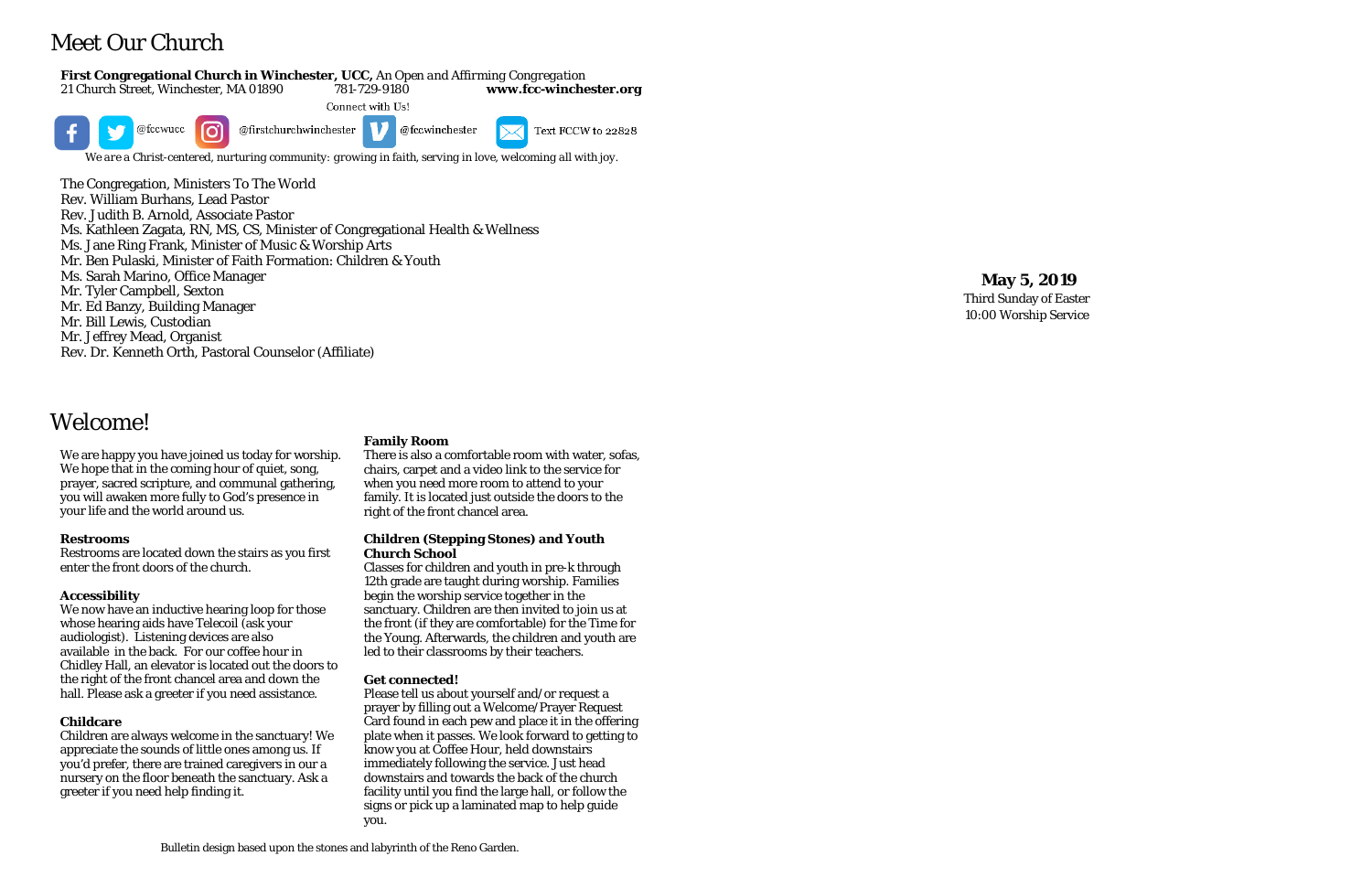# Meet Our Church

**First Congregational Church in Winchester, UCC,** *An Open and Affirming Congregation*
21 Church Street, Winchester, MA 01890 781-729-9180 **www.fcc-winchester.org**

Connect with Us!

@fccwucc @firstchurchwinchester @fccwinchester Text FCCW to 22828

*We are a Christ-centered, nurturing community: growing in faith, serving in love, welcoming all with joy.*

The Congregation, Ministers To The World
Rev. William Burhans, Lead Pastor
Rev. Judith B. Arnold, Associate Pastor
Ms. Kathleen Zagata, RN, MS, CS, Minister of Congregational Health & Wellness
Ms. Jane Ring Frank, Minister of Music & Worship Arts
Mr. Ben Pulaski, Minister of Faith Formation: Children & Youth
Ms. Sarah Marino, Office Manager
Mr. Tyler Campbell, Sexton
Mr. Ed Banzy, Building Manager
Mr. Bill Lewis, Custodian
Mr. Jeffrey Mead, Organist
Rev. Dr. Kenneth Orth, Pastoral Counselor (Affiliate)

# Welcome!

We are happy you have joined us today for worship. We hope that in the coming hour of quiet, song, prayer, sacred scripture, and communal gathering, you will awaken more fully to God's presence in your life and the world around us.

**Restrooms**
Restrooms are located down the stairs as you first enter the front doors of the church.

**Accessibility**
We now have an inductive hearing loop for those whose hearing aids have Telecoil (ask your audiologist). Listening devices are also available in the back. For our coffee hour in Chidley Hall, an elevator is located out the doors to the right of the front chancel area and down the hall. Please ask a greeter if you need assistance.

**Childcare**
Children are always welcome in the sanctuary! We appreciate the sounds of little ones among us. If you'd prefer, there are trained caregivers in our a nursery on the floor beneath the sanctuary. Ask a greeter if you need help finding it.

**Family Room**
There is also a comfortable room with water, sofas, chairs, carpet and a video link to the service for when you need more room to attend to your family. It is located just outside the doors to the right of the front chancel area.

**Children (Stepping Stones) and Youth Church School**
Classes for children and youth in pre-k through 12th grade are taught during worship. Families begin the worship service together in the sanctuary. Children are then invited to join us at the front (if they are comfortable) for the Time for the Young. Afterwards, the children and youth are led to their classrooms by their teachers.

**Get connected!**
Please tell us about yourself and/or request a prayer by filling out a Welcome/Prayer Request Card found in each pew and place it in the offering plate when it passes. We look forward to getting to know you at Coffee Hour, held downstairs immediately following the service. Just head downstairs and towards the back of the church facility until you find the large hall, or follow the signs or pick up a laminated map to help guide you.

Bulletin design based upon the stones and labyrinth of the Reno Garden.

**May 5, 2019**
Third Sunday of Easter
10:00 Worship Service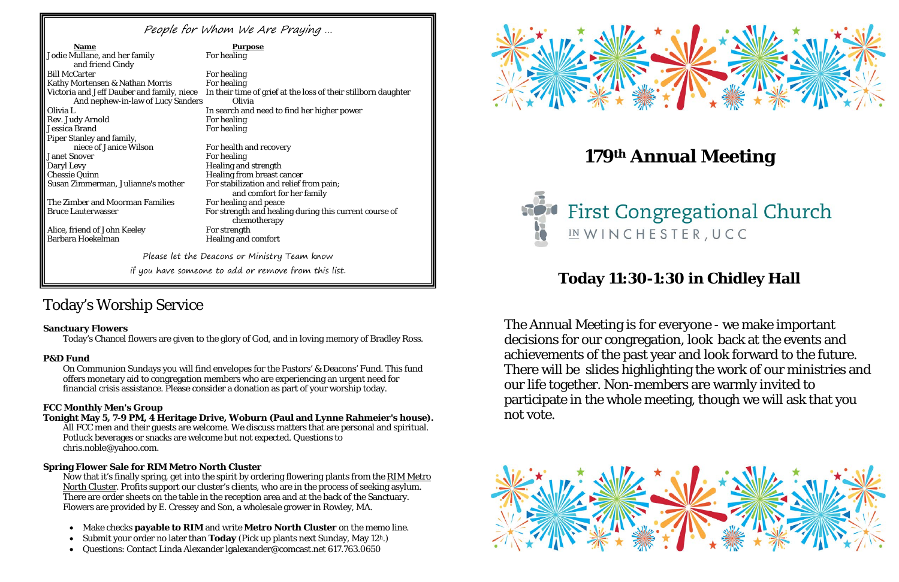## *People for Whom We Are Praying …*

| Name | Purpose |
|---|---|
| Jodie Mullane, and her family and friend Cindy | For healing |
| Bill McCarter | For healing |
| Kathy Mortensen & Nathan Morris | For healing |
| Victoria and Jeff Dauber and family, niece And nephew-in-law of Lucy Sanders | In their time of grief at the loss of their stillborn daughter Olivia |
| Olivia L | In search and need to find her higher power |
| Rev. Judy Arnold | For healing |
| Jessica Brand | For healing |
| Piper Stanley and family, niece of Janice Wilson | For health and recovery |
| Janet Snover | For healing |
| Daryl Levy | Healing and strength |
| Chessie Quinn | Healing from breast cancer |
| Susan Zimmerman, Julianne's mother | For stabilization and relief from pain; and comfort for her family |
| The Zimber and Moorman Families | For healing and peace |
| Bruce Lauterwasser | For strength and healing during this current course of chemotherapy |
| Alice, friend of John Keeley | For strength |
| Barbara Hoekelman | Healing and comfort |

*Please let the Deacons or Ministry Team know if you have someone to add or remove from this list.*

# Today's Worship Service

**Sanctuary Flowers**

Today's Chancel flowers are given to the glory of God, and in loving memory of Bradley Ross.

**P&D Fund**

On Communion Sundays you will find envelopes for the Pastors' & Deacons' Fund. This fund offers monetary aid to congregation members who are experiencing an urgent need for financial crisis assistance. Please consider a donation as part of your worship today.

**FCC Monthly Men's Group**

**Tonight May 5, 7-9 PM, 4 Heritage Drive, Woburn (Paul and Lynne Rahmeier's house).** All FCC men and their guests are welcome. We discuss matters that are personal and spiritual. Potluck beverages or snacks are welcome but not expected. Questions to chris.noble@yahoo.com.

**Spring Flower Sale for RIM Metro North Cluster**

Now that it's finally spring, get into the spirit by ordering flowering plants from the RIM Metro North Cluster. Profits support our cluster's clients, who are in the process of seeking asylum. There are order sheets on the table in the reception area and at the back of the Sanctuary. Flowers are provided by E. Cressey and Son, a wholesale grower in Rowley, MA.

- Make checks **payable to RIM** and write **Metro North Cluster** on the memo line.
- Submit your order no later than **Today** (Pick up plants next Sunday, May 12th.)
- Questions: Contact Linda Alexander lgalexander@comcast.net 617.763.0650

# 179th Annual Meeting

First Congregational Church
IN WINCHESTER, UCC

## Today 11:30-1:30 in Chidley Hall

The Annual Meeting is for everyone - we make important decisions for our congregation, look back at the events and achievements of the past year and look forward to the future. There will be slides highlighting the work of our ministries and our life together. Non-members are warmly invited to participate in the whole meeting, though we will ask that you not vote.